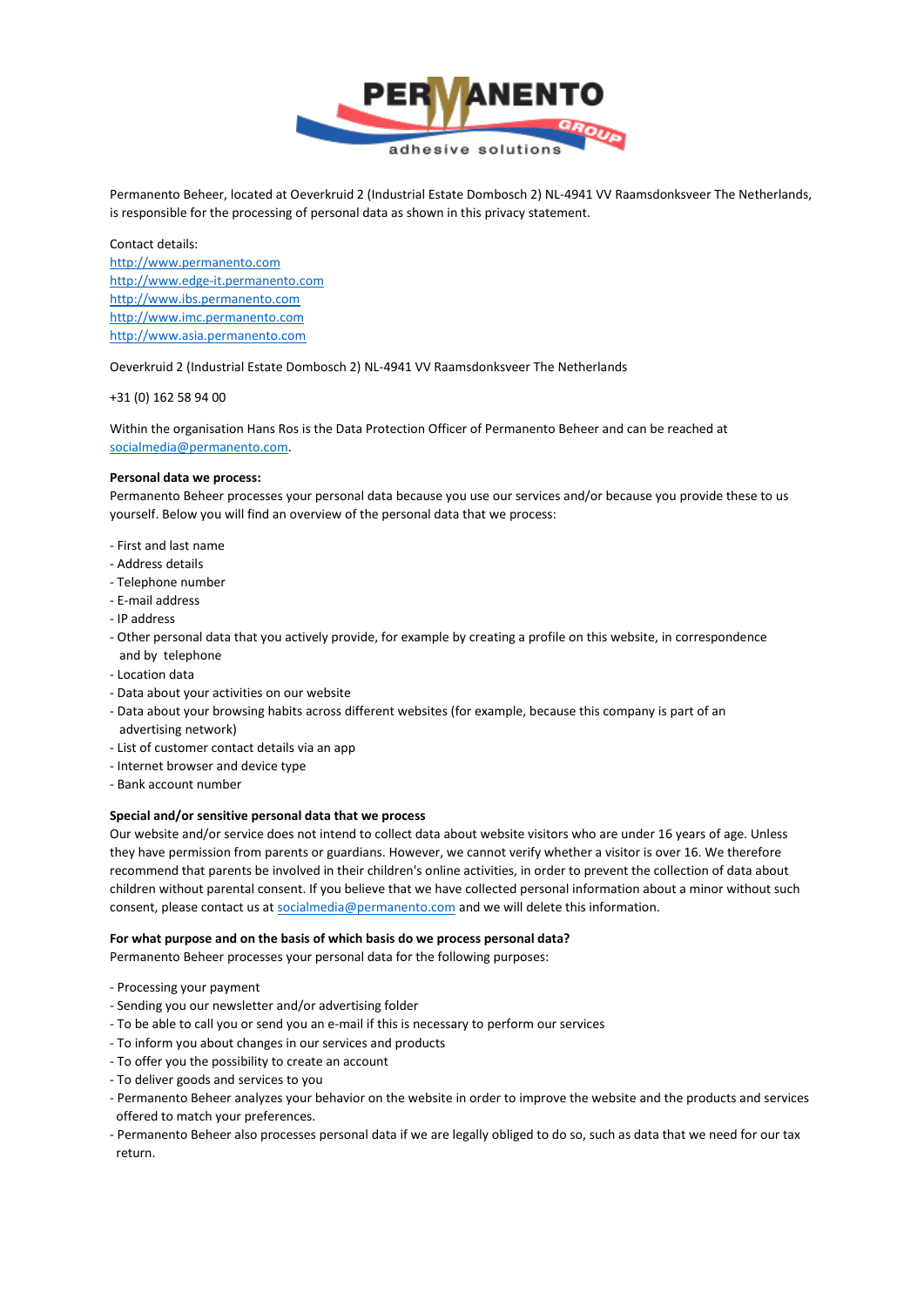Permanento Beheer, located at Oeverkruid 2 (Industrial Estate Dombosch 2) NL-4941 VV Raamsdonksveer The Netherlands, is responsible for the processing of personal data as shown in this privacy statement.

Contact details:
http://www.permanento.com
http://www.edge-it.permanento.com
http://www.ibs.permanento.com
http://www.imc.permanento.com
http://www.asia.permanento.com

Oeverkruid 2 (Industrial Estate Dombosch 2) NL-4941 VV Raamsdonksveer The Netherlands

+31 (0) 162 58 94 00

Within the organisation Hans Ros is the Data Protection Officer of Permanento Beheer and can be reached at socialmedia@permanento.com.

**Personal data we process:**
Permanento Beheer processes your personal data because you use our services and/or because you provide these to us yourself. Below you will find an overview of the personal data that we process:

- First and last name
- Address details
- Telephone number
- E-mail address
- IP address
- Other personal data that you actively provide, for example by creating a profile on this website, in correspondence and by telephone
- Location data
- Data about your activities on our website
- Data about your browsing habits across different websites (for example, because this company is part of an advertising network)
- List of customer contact details via an app
- Internet browser and device type
- Bank account number

**Special and/or sensitive personal data that we process**
Our website and/or service does not intend to collect data about website visitors who are under 16 years of age. Unless they have permission from parents or guardians. However, we cannot verify whether a visitor is over 16. We therefore recommend that parents be involved in their children's online activities, in order to prevent the collection of data about children without parental consent. If you believe that we have collected personal information about a minor without such consent, please contact us at socialmedia@permanento.com and we will delete this information.

**For what purpose and on the basis of which basis do we process personal data?**
Permanento Beheer processes your personal data for the following purposes:

- Processing your payment
- Sending you our newsletter and/or advertising folder
- To be able to call you or send you an e-mail if this is necessary to perform our services
- To inform you about changes in our services and products
- To offer you the possibility to create an account
- To deliver goods and services to you
- Permanento Beheer analyzes your behavior on the website in order to improve the website and the products and services offered to match your preferences.
- Permanento Beheer also processes personal data if we are legally obliged to do so, such as data that we need for our tax return.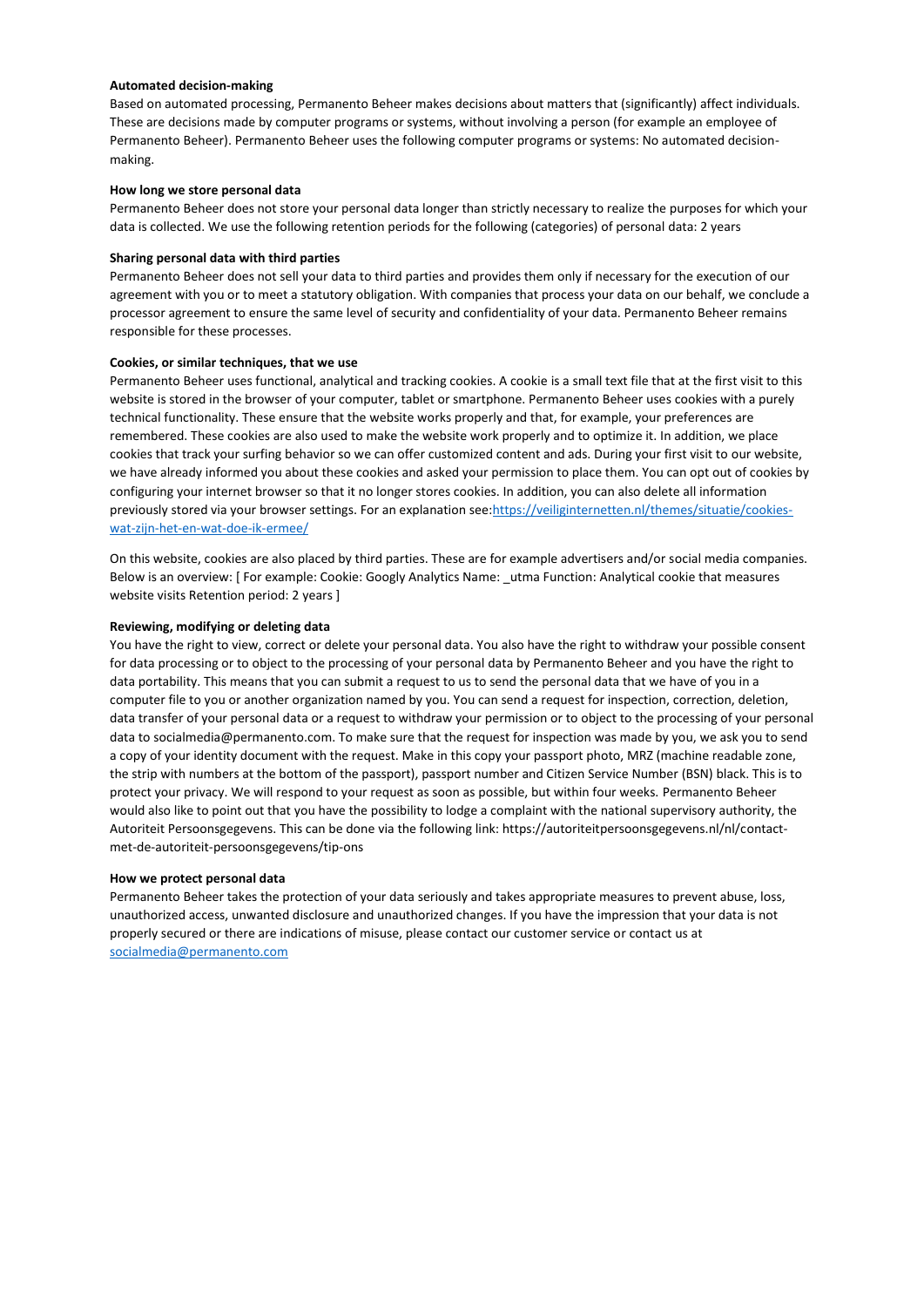**Automated decision-making**

Based on automated processing, Permanento Beheer makes decisions about matters that (significantly) affect individuals. These are decisions made by computer programs or systems, without involving a person (for example an employee of Permanento Beheer). Permanento Beheer uses the following computer programs or systems: No automated decision-making.

**How long we store personal data**

Permanento Beheer does not store your personal data longer than strictly necessary to realize the purposes for which your data is collected. We use the following retention periods for the following (categories) of personal data: 2 years

**Sharing personal data with third parties**

Permanento Beheer does not sell your data to third parties and provides them only if necessary for the execution of our agreement with you or to meet a statutory obligation. With companies that process your data on our behalf, we conclude a processor agreement to ensure the same level of security and confidentiality of your data. Permanento Beheer remains responsible for these processes.

**Cookies, or similar techniques, that we use**

Permanento Beheer uses functional, analytical and tracking cookies. A cookie is a small text file that at the first visit to this website is stored in the browser of your computer, tablet or smartphone. Permanento Beheer uses cookies with a purely technical functionality. These ensure that the website works properly and that, for example, your preferences are remembered. These cookies are also used to make the website work properly and to optimize it. In addition, we place cookies that track your surfing behavior so we can offer customized content and ads. During your first visit to our website, we have already informed you about these cookies and asked your permission to place them. You can opt out of cookies by configuring your internet browser so that it no longer stores cookies. In addition, you can also delete all information previously stored via your browser settings. For an explanation see:[https://veiliginternetten.nl/themes/situatie/cookies-wat-zijn-het-en-wat-doe-ik-ermee/](https://veiliginternetten.nl/themes/situatie/cookies-wat-zijn-het-en-wat-doe-ik-ermee/)

On this website, cookies are also placed by third parties. These are for example advertisers and/or social media companies. Below is an overview: [ For example: Cookie: Googly Analytics Name: _utma Function: Analytical cookie that measures website visits Retention period: 2 years ]

**Reviewing, modifying or deleting data**

You have the right to view, correct or delete your personal data. You also have the right to withdraw your possible consent for data processing or to object to the processing of your personal data by Permanento Beheer and you have the right to data portability. This means that you can submit a request to us to send the personal data that we have of you in a computer file to you or another organization named by you. You can send a request for inspection, correction, deletion, data transfer of your personal data or a request to withdraw your permission or to object to the processing of your personal data to socialmedia@permanento.com. To make sure that the request for inspection was made by you, we ask you to send a copy of your identity document with the request. Make in this copy your passport photo, MRZ (machine readable zone, the strip with numbers at the bottom of the passport), passport number and Citizen Service Number (BSN) black. This is to protect your privacy. We will respond to your request as soon as possible, but within four weeks. Permanento Beheer would also like to point out that you have the possibility to lodge a complaint with the national supervisory authority, the Autoriteit Persoonsgegevens. This can be done via the following link: https://autoriteitpersoonsgegevens.nl/nl/contact-met-de-autoriteit-persoonsgegevens/tip-ons

**How we protect personal data**

Permanento Beheer takes the protection of your data seriously and takes appropriate measures to prevent abuse, loss, unauthorized access, unwanted disclosure and unauthorized changes. If you have the impression that your data is not properly secured or there are indications of misuse, please contact our customer service or contact us at [socialmedia@permanento.com](mailto:socialmedia@permanento.com)